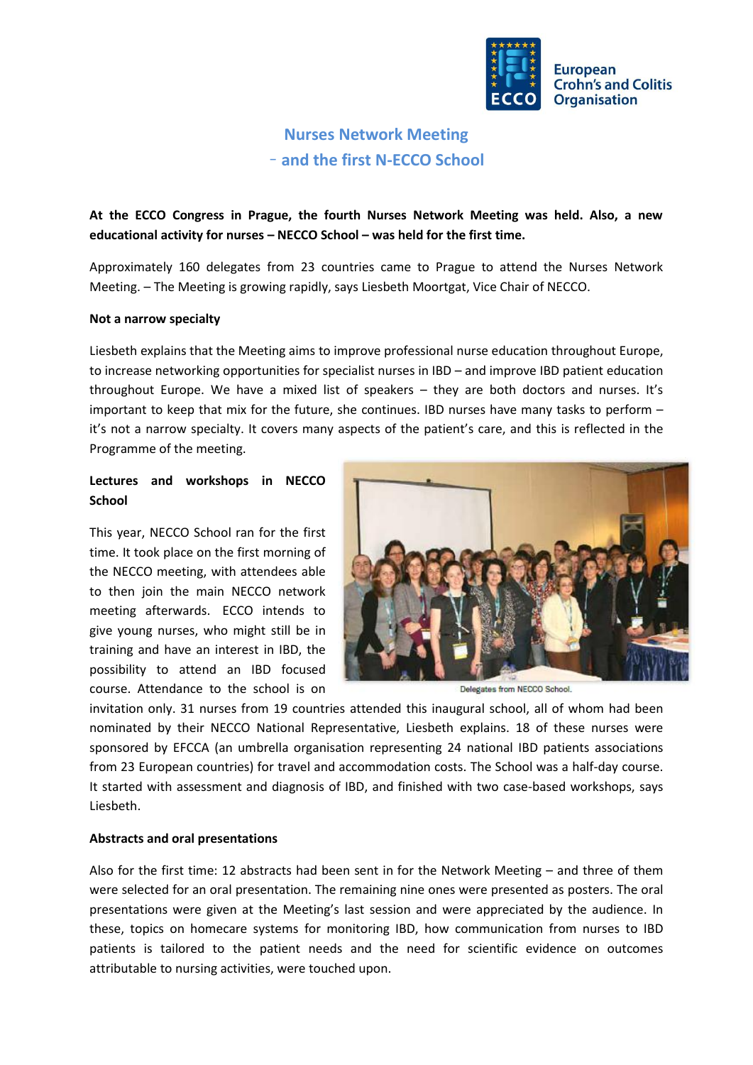European Crohn's and Colitis Organisation

# Nurses Network Meeting
## – and the first N-ECCO School

**At the ECCO Congress in Prague, the fourth Nurses Network Meeting was held. Also, a new educational activity for nurses – NECCO School – was held for the first time.**

Approximately 160 delegates from 23 countries came to Prague to attend the Nurses Network Meeting. – The Meeting is growing rapidly, says Liesbeth Moortgat, Vice Chair of NECCO.

**Not a narrow specialty**

Liesbeth explains that the Meeting aims to improve professional nurse education throughout Europe, to increase networking opportunities for specialist nurses in IBD – and improve IBD patient education throughout Europe. We have a mixed list of speakers – they are both doctors and nurses. It's important to keep that mix for the future, she continues. IBD nurses have many tasks to perform – it's not a narrow specialty. It covers many aspects of the patient's care, and this is reflected in the Programme of the meeting.

**Lectures and workshops in NECCO School**

This year, NECCO School ran for the first time. It took place on the first morning of the NECCO meeting, with attendees able to then join the main NECCO network meeting afterwards. ECCO intends to give young nurses, who might still be in training and have an interest in IBD, the possibility to attend an IBD focused course. Attendance to the school is on invitation only. 31 nurses from 19 countries attended this inaugural school, all of whom had been nominated by their NECCO National Representative, Liesbeth explains. 18 of these nurses were sponsored by EFCCA (an umbrella organisation representing 24 national IBD patients associations from 23 European countries) for travel and accommodation costs. The School was a half-day course. It started with assessment and diagnosis of IBD, and finished with two case-based workshops, says Liesbeth.

Delegates from NECCO School.

**Abstracts and oral presentations**

Also for the first time: 12 abstracts had been sent in for the Network Meeting – and three of them were selected for an oral presentation. The remaining nine ones were presented as posters. The oral presentations were given at the Meeting's last session and were appreciated by the audience. In these, topics on homecare systems for monitoring IBD, how communication from nurses to IBD patients is tailored to the patient needs and the need for scientific evidence on outcomes attributable to nursing activities, were touched upon.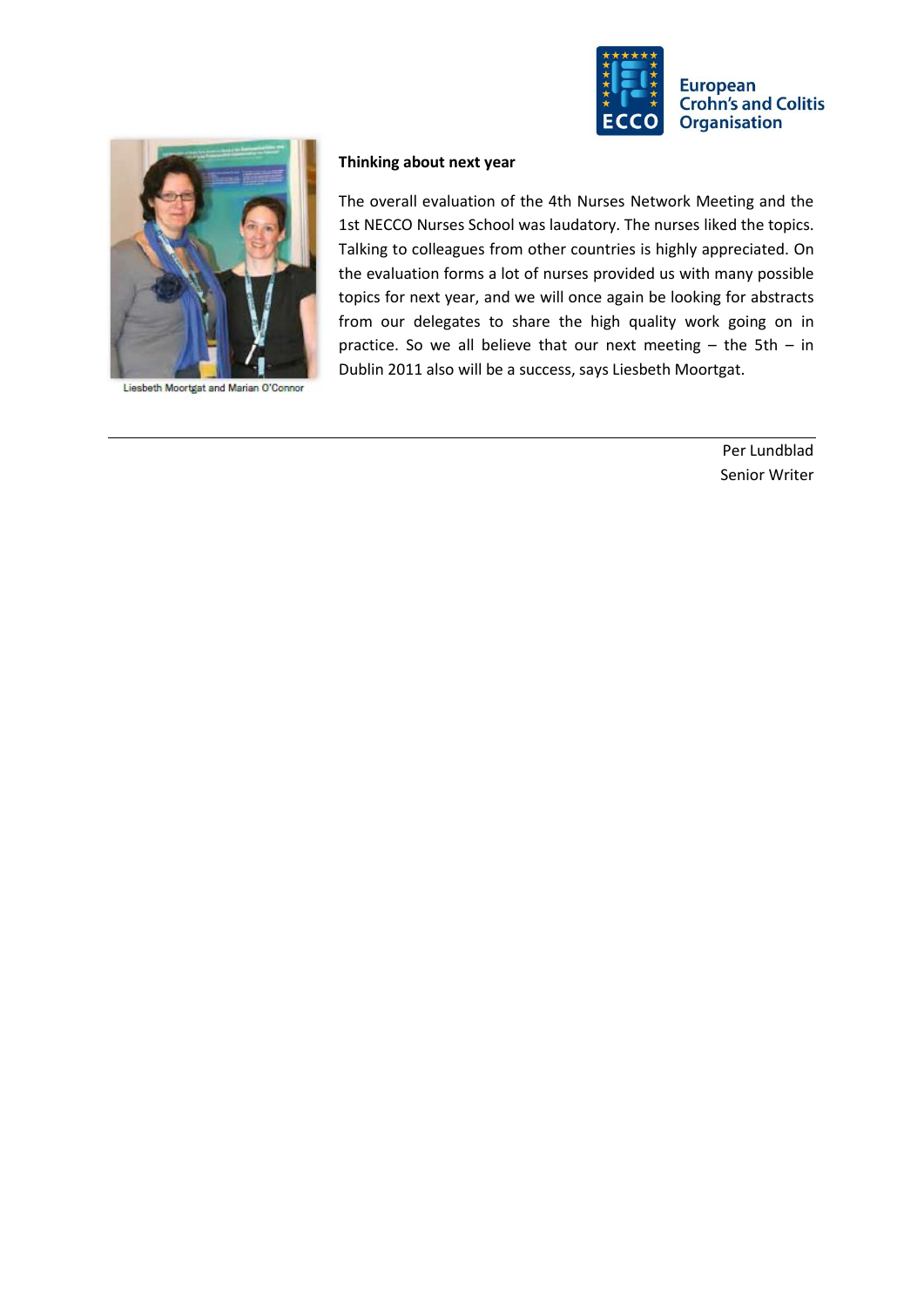Liesbeth Moortgat and Marian O'Connor

**Thinking about next year**

The overall evaluation of the 4th Nurses Network Meeting and the 1st NECCO Nurses School was laudatory. The nurses liked the topics. Talking to colleagues from other countries is highly appreciated. On the evaluation forms a lot of nurses provided us with many possible topics for next year, and we will once again be looking for abstracts from our delegates to share the high quality work going on in practice. So we all believe that our next meeting – the 5th – in Dublin 2011 also will be a success, says Liesbeth Moortgat.

---

Per Lundblad
Senior Writer